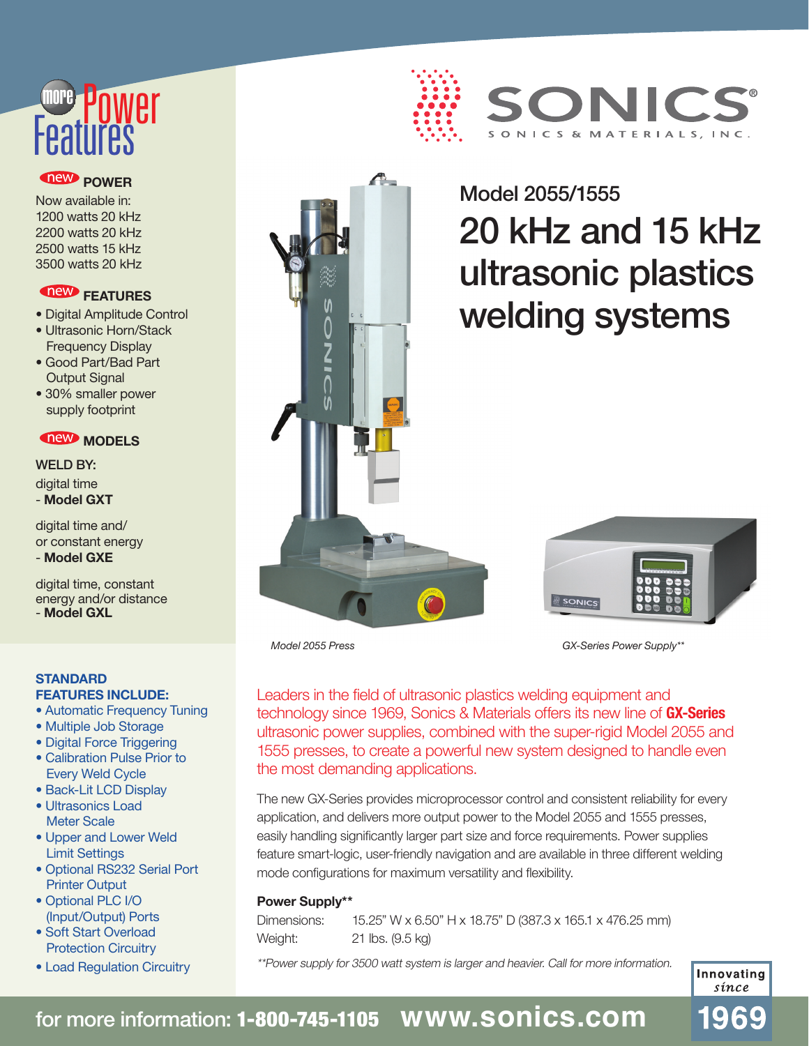# SONICS

SONICS & MATERIALS, INC.

## Model 2055/1555

# 20 kHz and 15 kHz ultrasonic plastics welding systems

## more Power Features

### new POWER

Now available in:
1200 watts 20 kHz
2200 watts 20 kHz
2500 watts 15 kHz
3500 watts 20 kHz

### new FEATURES

- Digital Amplitude Control
- Ultrasonic Horn/Stack Frequency Display
- Good Part/Bad Part Output Signal
- 30% smaller power supply footprint

### new MODELS

WELD BY:

digital time
- **Model GXT**

digital time and/ or constant energy
- **Model GXE**

digital time, constant energy and/or distance
- **Model GXL**

*Model 2055 Press*

*GX-Series Power Supply\*\**

Leaders in the field of ultrasonic plastics welding equipment and technology since 1969, Sonics & Materials offers its new line of **GX-Series** ultrasonic power supplies, combined with the super-rigid Model 2055 and 1555 presses, to create a powerful new system designed to handle even the most demanding applications.

The new GX-Series provides microprocessor control and consistent reliability for every application, and delivers more output power to the Model 2055 and 1555 presses, easily handling significantly larger part size and force requirements. Power supplies feature smart-logic, user-friendly navigation and are available in three different welding mode configurations for maximum versatility and flexibility.

**Power Supply\*\***

| | |
|---|---|
| Dimensions: | 15.25" W x 6.50" H x 18.75" D (387.3 x 165.1 x 476.25 mm) |
| Weight: | 21 lbs. (9.5 kg) |

*\*\*Power supply for 3500 watt system is larger and heavier. Call for more information.*

### STANDARD FEATURES INCLUDE:

- Automatic Frequency Tuning
- Multiple Job Storage
- Digital Force Triggering
- Calibration Pulse Prior to Every Weld Cycle
- Back-Lit LCD Display
- Ultrasonics Load Meter Scale
- Upper and Lower Weld Limit Settings
- Optional RS232 Serial Port Printer Output
- Optional PLC I/O (Input/Output) Ports
- Soft Start Overload Protection Circuitry
- Load Regulation Circuitry

Innovating since 1969

for more information: **1-800-745-1105** **www.sonics.com**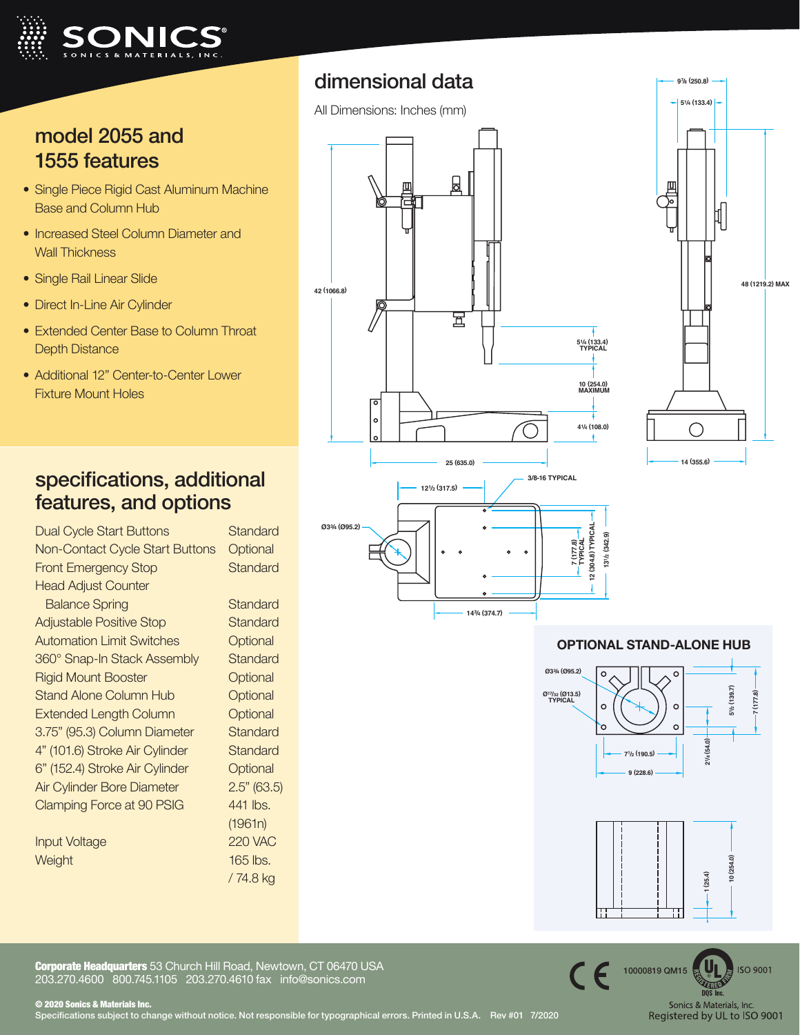## model 2055 and 1555 features

- Single Piece Rigid Cast Aluminum Machine Base and Column Hub
- Increased Steel Column Diameter and Wall Thickness
- Single Rail Linear Slide
- Direct In-Line Air Cylinder
- Extended Center Base to Column Throat Depth Distance
- Additional 12" Center-to-Center Lower Fixture Mount Holes

## specifications, additional features, and options

| | |
|---|---|
| Dual Cycle Start Buttons | Standard |
| Non-Contact Cycle Start Buttons | Optional |
| Front Emergency Stop | Standard |
| Head Adjust Counter Balance Spring | Standard |
| Adjustable Positive Stop | Standard |
| Automation Limit Switches | Optional |
| 360° Snap-In Stack Assembly | Standard |
| Rigid Mount Booster | Optional |
| Stand Alone Column Hub | Optional |
| Extended Length Column | Optional |
| 3.75" (95.3) Column Diameter | Standard |
| 4" (101.6) Stroke Air Cylinder | Standard |
| 6" (152.4) Stroke Air Cylinder | Optional |
| Air Cylinder Bore Diameter | 2.5" (63.5) |
| Clamping Force at 90 PSIG | 441 lbs. (1961n) |
| Input Voltage | 220 VAC |
| Weight | 165 lbs. / 74.8 kg |

## dimensional data

All Dimensions: Inches (mm)

42 (1066.8)
5¼ (133.4) TYPICAL
10 (254.0) MAXIMUM
4¼ (108.0)
25 (635.0)
9⅞ (250.8)
5¼ (133.4)
48 (1219.2) MAX
14 (355.6)
12½ (317.5)
3/8-16 TYPICAL
Ø3¾ (Ø95.2)
7 (177.8) TYPICAL
12 (304.8) TYPICAL
13½ (342.9)
14¾ (374.7)

### OPTIONAL STAND-ALONE HUB

Ø3¾ (Ø95.2)
Ø17/32 (Ø13.5) TYPICAL
7½ (190.5)
9 (228.6)
2⅛ (54.0)
5½ (139.7)
7 (177.8)
1 (25.4)
10 (254.0)

**Corporate Headquarters** 53 Church Hill Road, Newtown, CT 06470 USA
203.270.4600 800.745.1105 203.270.4610 fax info@sonics.com

**© 2020 Sonics & Materials Inc.**
Specifications subject to change without notice. Not responsible for typographical errors. Printed in U.S.A. Rev #01 7/2020

10000819 QM15 ISO 9001
Sonics & Materials, Inc.
Registered by UL to ISO 9001